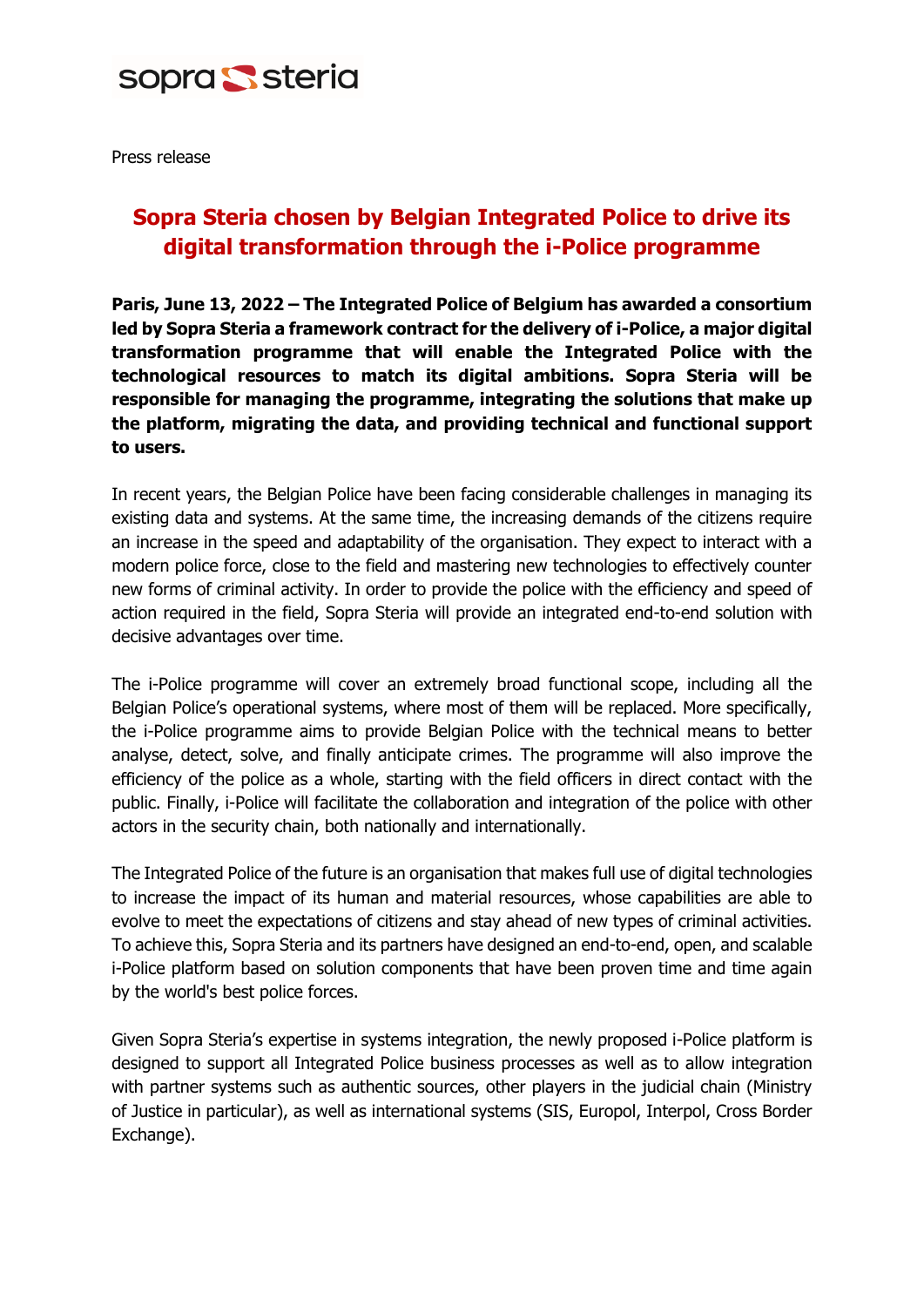sopra steria

Press release

# Sopra Steria chosen by Belgian Integrated Police to drive its digital transformation through the i-Police programme

**Paris, June 13, 2022 – The Integrated Police of Belgium has awarded a consortium led by Sopra Steria a framework contract for the delivery of i-Police, a major digital transformation programme that will enable the Integrated Police with the technological resources to match its digital ambitions. Sopra Steria will be responsible for managing the programme, integrating the solutions that make up the platform, migrating the data, and providing technical and functional support to users.**

In recent years, the Belgian Police have been facing considerable challenges in managing its existing data and systems. At the same time, the increasing demands of the citizens require an increase in the speed and adaptability of the organisation. They expect to interact with a modern police force, close to the field and mastering new technologies to effectively counter new forms of criminal activity. In order to provide the police with the efficiency and speed of action required in the field, Sopra Steria will provide an integrated end-to-end solution with decisive advantages over time.

The i-Police programme will cover an extremely broad functional scope, including all the Belgian Police's operational systems, where most of them will be replaced. More specifically, the i-Police programme aims to provide Belgian Police with the technical means to better analyse, detect, solve, and finally anticipate crimes. The programme will also improve the efficiency of the police as a whole, starting with the field officers in direct contact with the public. Finally, i-Police will facilitate the collaboration and integration of the police with other actors in the security chain, both nationally and internationally.

The Integrated Police of the future is an organisation that makes full use of digital technologies to increase the impact of its human and material resources, whose capabilities are able to evolve to meet the expectations of citizens and stay ahead of new types of criminal activities. To achieve this, Sopra Steria and its partners have designed an end-to-end, open, and scalable i-Police platform based on solution components that have been proven time and time again by the world's best police forces.

Given Sopra Steria's expertise in systems integration, the newly proposed i-Police platform is designed to support all Integrated Police business processes as well as to allow integration with partner systems such as authentic sources, other players in the judicial chain (Ministry of Justice in particular), as well as international systems (SIS, Europol, Interpol, Cross Border Exchange).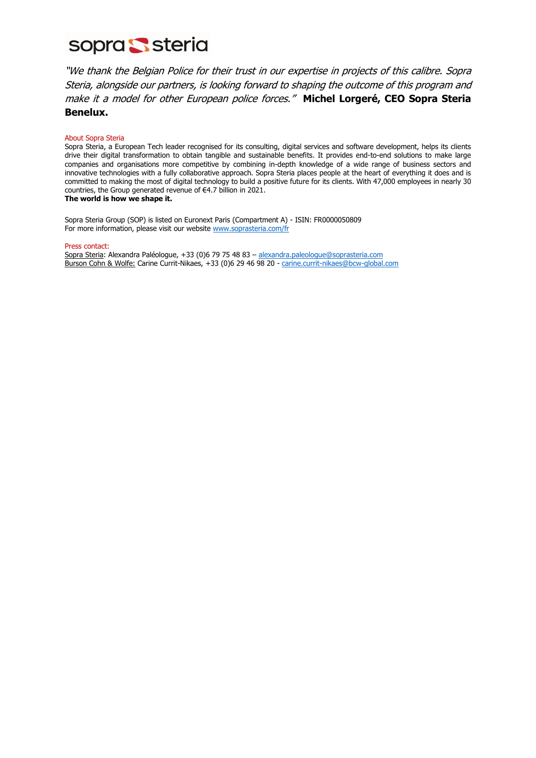*"We thank the Belgian Police for their trust in our expertise in projects of this calibre. Sopra Steria, alongside our partners, is looking forward to shaping the outcome of this program and make it a model for other European police forces."* **Michel Lorgeré, CEO Sopra Steria Benelux.**

About Sopra Steria

Sopra Steria, a European Tech leader recognised for its consulting, digital services and software development, helps its clients drive their digital transformation to obtain tangible and sustainable benefits. It provides end-to-end solutions to make large companies and organisations more competitive by combining in-depth knowledge of a wide range of business sectors and innovative technologies with a fully collaborative approach. Sopra Steria places people at the heart of everything it does and is committed to making the most of digital technology to build a positive future for its clients. With 47,000 employees in nearly 30 countries, the Group generated revenue of €4.7 billion in 2021.
**The world is how we shape it.**

Sopra Steria Group (SOP) is listed on Euronext Paris (Compartment A) - ISIN: FR0000050809
For more information, please visit our website [www.soprasteria.com/fr](www.soprasteria.com/fr)

Press contact:
Sopra Steria: Alexandra Paléologue, +33 (0)6 79 75 48 83 – [alexandra.paleologue@soprasteria.com](mailto:alexandra.paleologue@soprasteria.com)
Burson Cohn & Wolfe: Carine Currit-Nikaes, +33 (0)6 29 46 98 20 - [carine.currit-nikaes@bcw-global.com](mailto:carine.currit-nikaes@bcw-global.com)